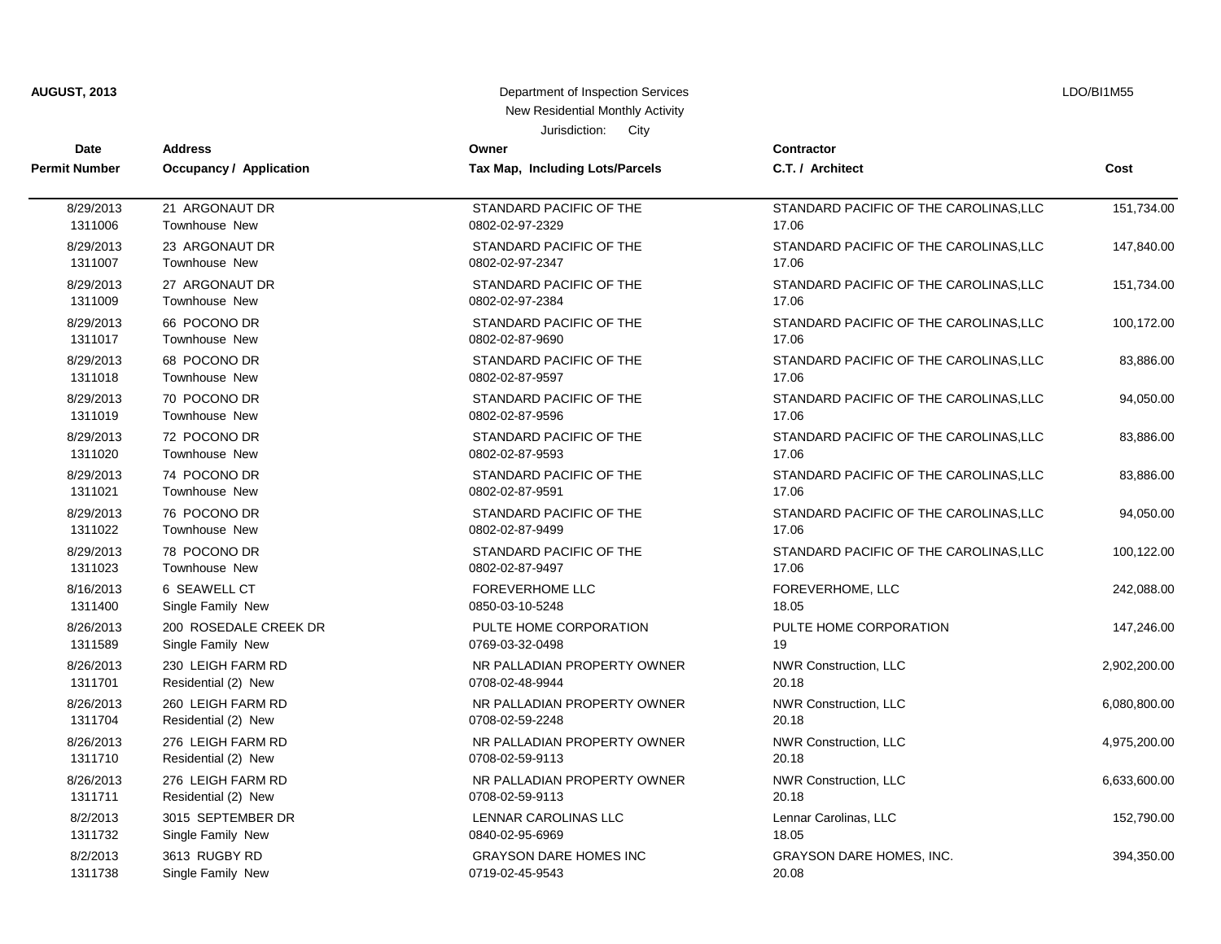**AUGUST, 2013**

Department of Inspection Services
New Residential Monthly Activity
Jurisdiction: City

LDO/BI1M55

| Date / Permit Number | Address / Occupancy / Application | Owner / Tax Map, Including Lots/Parcels | Contractor / C.T. / Architect | Cost |
|---|---|---|---|---|
| 8/29/2013<br>1311006 | 21 ARGONAUT DR<br>Townhouse New | STANDARD PACIFIC OF THE<br>0802-02-97-2329 | STANDARD PACIFIC OF THE CAROLINAS,LLC<br>17.06 | 151,734.00 |
| 8/29/2013<br>1311007 | 23 ARGONAUT DR<br>Townhouse New | STANDARD PACIFIC OF THE<br>0802-02-97-2347 | STANDARD PACIFIC OF THE CAROLINAS,LLC<br>17.06 | 147,840.00 |
| 8/29/2013<br>1311009 | 27 ARGONAUT DR<br>Townhouse New | STANDARD PACIFIC OF THE<br>0802-02-97-2384 | STANDARD PACIFIC OF THE CAROLINAS,LLC<br>17.06 | 151,734.00 |
| 8/29/2013<br>1311017 | 66 POCONO DR<br>Townhouse New | STANDARD PACIFIC OF THE<br>0802-02-87-9690 | STANDARD PACIFIC OF THE CAROLINAS,LLC<br>17.06 | 100,172.00 |
| 8/29/2013<br>1311018 | 68 POCONO DR<br>Townhouse New | STANDARD PACIFIC OF THE<br>0802-02-87-9597 | STANDARD PACIFIC OF THE CAROLINAS,LLC<br>17.06 | 83,886.00 |
| 8/29/2013<br>1311019 | 70 POCONO DR<br>Townhouse New | STANDARD PACIFIC OF THE<br>0802-02-87-9596 | STANDARD PACIFIC OF THE CAROLINAS,LLC<br>17.06 | 94,050.00 |
| 8/29/2013<br>1311020 | 72 POCONO DR<br>Townhouse New | STANDARD PACIFIC OF THE<br>0802-02-87-9593 | STANDARD PACIFIC OF THE CAROLINAS,LLC<br>17.06 | 83,886.00 |
| 8/29/2013<br>1311021 | 74 POCONO DR<br>Townhouse New | STANDARD PACIFIC OF THE<br>0802-02-87-9591 | STANDARD PACIFIC OF THE CAROLINAS,LLC<br>17.06 | 83,886.00 |
| 8/29/2013<br>1311022 | 76 POCONO DR<br>Townhouse New | STANDARD PACIFIC OF THE<br>0802-02-87-9499 | STANDARD PACIFIC OF THE CAROLINAS,LLC<br>17.06 | 94,050.00 |
| 8/29/2013<br>1311023 | 78 POCONO DR<br>Townhouse New | STANDARD PACIFIC OF THE<br>0802-02-87-9497 | STANDARD PACIFIC OF THE CAROLINAS,LLC<br>17.06 | 100,122.00 |
| 8/16/2013<br>1311400 | 6 SEAWELL CT<br>Single Family New | FOREVERHOME LLC<br>0850-03-10-5248 | FOREVERHOME, LLC<br>18.05 | 242,088.00 |
| 8/26/2013<br>1311589 | 200 ROSEDALE CREEK DR<br>Single Family New | PULTE HOME CORPORATION<br>0769-03-32-0498 | PULTE HOME CORPORATION<br>19 | 147,246.00 |
| 8/26/2013<br>1311701 | 230 LEIGH FARM RD<br>Residential (2) New | NR PALLADIAN PROPERTY OWNER<br>0708-02-48-9944 | NWR Construction, LLC<br>20.18 | 2,902,200.00 |
| 8/26/2013<br>1311704 | 260 LEIGH FARM RD<br>Residential (2) New | NR PALLADIAN PROPERTY OWNER<br>0708-02-59-2248 | NWR Construction, LLC<br>20.18 | 6,080,800.00 |
| 8/26/2013<br>1311710 | 276 LEIGH FARM RD<br>Residential (2) New | NR PALLADIAN PROPERTY OWNER<br>0708-02-59-9113 | NWR Construction, LLC<br>20.18 | 4,975,200.00 |
| 8/26/2013<br>1311711 | 276 LEIGH FARM RD<br>Residential (2) New | NR PALLADIAN PROPERTY OWNER<br>0708-02-59-9113 | NWR Construction, LLC<br>20.18 | 6,633,600.00 |
| 8/2/2013<br>1311732 | 3015 SEPTEMBER DR<br>Single Family New | LENNAR CAROLINAS LLC<br>0840-02-95-6969 | Lennar Carolinas, LLC<br>18.05 | 152,790.00 |
| 8/2/2013<br>1311738 | 3613 RUGBY RD<br>Single Family New | GRAYSON DARE HOMES INC<br>0719-02-45-9543 | GRAYSON DARE HOMES, INC.<br>20.08 | 394,350.00 |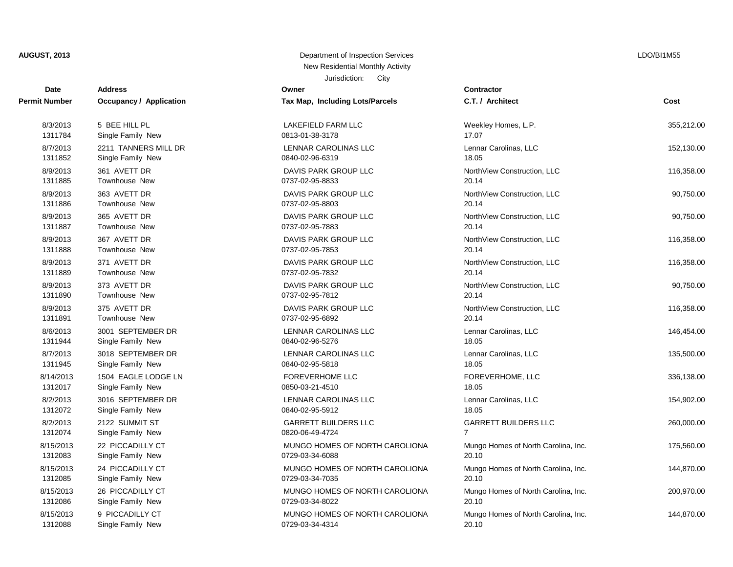**AUGUST, 2013**

Department of Inspection Services
New Residential Monthly Activity
Jurisdiction: City

LDO/BI1M55

| Date<br>Permit Number | Address<br>Occupancy / Application | Owner<br>Tax Map, Including Lots/Parcels | Contractor<br>C.T. / Architect | Cost |
|---|---|---|---|---|
| 8/3/2013<br>1311784 | 5 BEE HILL PL<br>Single Family New | LAKEFIELD FARM LLC<br>0813-01-38-3178 | Weekley Homes, L.P.<br>17.07 | 355,212.00 |
| 8/7/2013<br>1311852 | 2211 TANNERS MILL DR<br>Single Family New | LENNAR CAROLINAS LLC<br>0840-02-96-6319 | Lennar Carolinas, LLC<br>18.05 | 152,130.00 |
| 8/9/2013<br>1311885 | 361 AVETT DR<br>Townhouse New | DAVIS PARK GROUP LLC<br>0737-02-95-8833 | NorthView Construction, LLC<br>20.14 | 116,358.00 |
| 8/9/2013<br>1311886 | 363 AVETT DR<br>Townhouse New | DAVIS PARK GROUP LLC<br>0737-02-95-8803 | NorthView Construction, LLC<br>20.14 | 90,750.00 |
| 8/9/2013<br>1311887 | 365 AVETT DR<br>Townhouse New | DAVIS PARK GROUP LLC<br>0737-02-95-7883 | NorthView Construction, LLC<br>20.14 | 90,750.00 |
| 8/9/2013<br>1311888 | 367 AVETT DR<br>Townhouse New | DAVIS PARK GROUP LLC<br>0737-02-95-7853 | NorthView Construction, LLC<br>20.14 | 116,358.00 |
| 8/9/2013<br>1311889 | 371 AVETT DR<br>Townhouse New | DAVIS PARK GROUP LLC<br>0737-02-95-7832 | NorthView Construction, LLC<br>20.14 | 116,358.00 |
| 8/9/2013<br>1311890 | 373 AVETT DR<br>Townhouse New | DAVIS PARK GROUP LLC<br>0737-02-95-7812 | NorthView Construction, LLC<br>20.14 | 90,750.00 |
| 8/9/2013<br>1311891 | 375 AVETT DR<br>Townhouse New | DAVIS PARK GROUP LLC<br>0737-02-95-6892 | NorthView Construction, LLC<br>20.14 | 116,358.00 |
| 8/6/2013<br>1311944 | 3001 SEPTEMBER DR<br>Single Family New | LENNAR CAROLINAS LLC<br>0840-02-96-5276 | Lennar Carolinas, LLC<br>18.05 | 146,454.00 |
| 8/7/2013<br>1311945 | 3018 SEPTEMBER DR<br>Single Family New | LENNAR CAROLINAS LLC<br>0840-02-95-5818 | Lennar Carolinas, LLC<br>18.05 | 135,500.00 |
| 8/14/2013<br>1312017 | 1504 EAGLE LODGE LN<br>Single Family New | FOREVERHOME LLC<br>0850-03-21-4510 | FOREVERHOME, LLC<br>18.05 | 336,138.00 |
| 8/2/2013<br>1312072 | 3016 SEPTEMBER DR<br>Single Family New | LENNAR CAROLINAS LLC<br>0840-02-95-5912 | Lennar Carolinas, LLC<br>18.05 | 154,902.00 |
| 8/2/2013<br>1312074 | 2122 SUMMIT ST<br>Single Family New | GARRETT BUILDERS LLC<br>0820-06-49-4724 | GARRETT BUILDERS LLC<br>7 | 260,000.00 |
| 8/15/2013<br>1312083 | 22 PICCADILLY CT<br>Single Family New | MUNGO HOMES OF NORTH CAROLIONA<br>0729-03-34-6088 | Mungo Homes of North Carolina, Inc.<br>20.10 | 175,560.00 |
| 8/15/2013<br>1312085 | 24 PICCADILLY CT<br>Single Family New | MUNGO HOMES OF NORTH CAROLIONA<br>0729-03-34-7035 | Mungo Homes of North Carolina, Inc.<br>20.10 | 144,870.00 |
| 8/15/2013<br>1312086 | 26 PICCADILLY CT<br>Single Family New | MUNGO HOMES OF NORTH CAROLIONA<br>0729-03-34-8022 | Mungo Homes of North Carolina, Inc.<br>20.10 | 200,970.00 |
| 8/15/2013<br>1312088 | 9 PICCADILLY CT<br>Single Family New | MUNGO HOMES OF NORTH CAROLIONA<br>0729-03-34-4314 | Mungo Homes of North Carolina, Inc.<br>20.10 | 144,870.00 |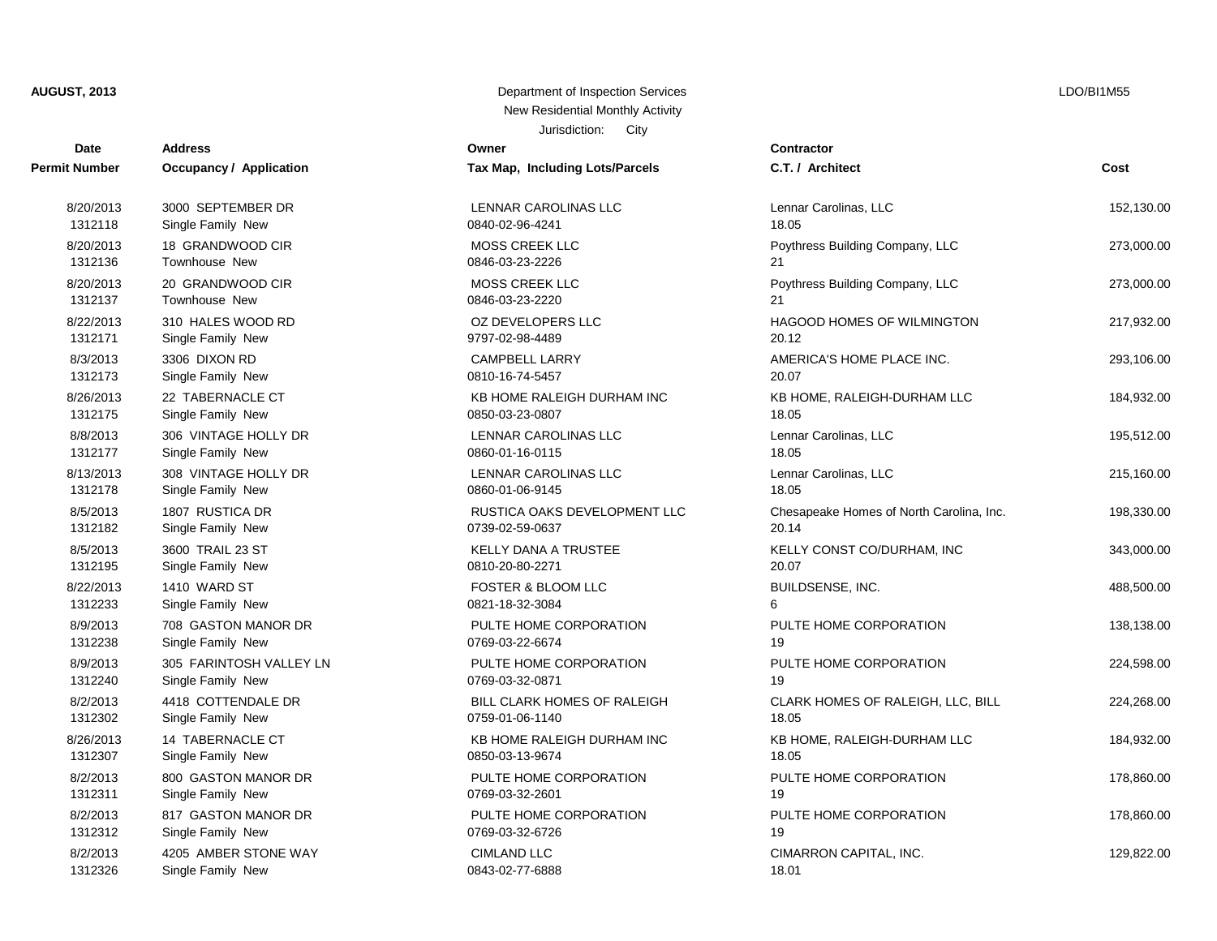**AUGUST, 2013**

Department of Inspection Services
New Residential Monthly Activity
Jurisdiction: City

LDO/BI1M55

| Date<br>Permit Number | Address<br>Occupancy / Application | Owner<br>Tax Map, Including Lots/Parcels | Contractor<br>C.T. / Architect | Cost |
|---|---|---|---|---|
| 8/20/2013<br>1312118 | 3000 SEPTEMBER DR<br>Single Family New | LENNAR CAROLINAS LLC<br>0840-02-96-4241 | Lennar Carolinas, LLC<br>18.05 | 152,130.00 |
| 8/20/2013<br>1312136 | 18 GRANDWOOD CIR<br>Townhouse New | MOSS CREEK LLC<br>0846-03-23-2226 | Poythress Building Company, LLC<br>21 | 273,000.00 |
| 8/20/2013<br>1312137 | 20 GRANDWOOD CIR<br>Townhouse New | MOSS CREEK LLC<br>0846-03-23-2220 | Poythress Building Company, LLC<br>21 | 273,000.00 |
| 8/22/2013<br>1312171 | 310 HALES WOOD RD<br>Single Family New | OZ DEVELOPERS LLC<br>9797-02-98-4489 | HAGOOD HOMES OF WILMINGTON<br>20.12 | 217,932.00 |
| 8/3/2013<br>1312173 | 3306 DIXON RD<br>Single Family New | CAMPBELL LARRY<br>0810-16-74-5457 | AMERICA'S HOME PLACE INC.<br>20.07 | 293,106.00 |
| 8/26/2013<br>1312175 | 22 TABERNACLE CT<br>Single Family New | KB HOME RALEIGH DURHAM INC<br>0850-03-23-0807 | KB HOME, RALEIGH-DURHAM LLC<br>18.05 | 184,932.00 |
| 8/8/2013<br>1312177 | 306 VINTAGE HOLLY DR<br>Single Family New | LENNAR CAROLINAS LLC<br>0860-01-16-0115 | Lennar Carolinas, LLC<br>18.05 | 195,512.00 |
| 8/13/2013<br>1312178 | 308 VINTAGE HOLLY DR<br>Single Family New | LENNAR CAROLINAS LLC<br>0860-01-06-9145 | Lennar Carolinas, LLC<br>18.05 | 215,160.00 |
| 8/5/2013<br>1312182 | 1807 RUSTICA DR<br>Single Family New | RUSTICA OAKS DEVELOPMENT LLC<br>0739-02-59-0637 | Chesapeake Homes of North Carolina, Inc.<br>20.14 | 198,330.00 |
| 8/5/2013<br>1312195 | 3600 TRAIL 23 ST<br>Single Family New | KELLY DANA A TRUSTEE<br>0810-20-80-2271 | KELLY CONST CO/DURHAM, INC<br>20.07 | 343,000.00 |
| 8/22/2013<br>1312233 | 1410 WARD ST<br>Single Family New | FOSTER & BLOOM LLC<br>0821-18-32-3084 | BUILDSENSE, INC.<br>6 | 488,500.00 |
| 8/9/2013<br>1312238 | 708 GASTON MANOR DR<br>Single Family New | PULTE HOME CORPORATION<br>0769-03-22-6674 | PULTE HOME CORPORATION<br>19 | 138,138.00 |
| 8/9/2013<br>1312240 | 305 FARINTOSH VALLEY LN<br>Single Family New | PULTE HOME CORPORATION<br>0769-03-32-0871 | PULTE HOME CORPORATION<br>19 | 224,598.00 |
| 8/2/2013<br>1312302 | 4418 COTTENDALE DR<br>Single Family New | BILL CLARK HOMES OF RALEIGH<br>0759-01-06-1140 | CLARK HOMES OF RALEIGH, LLC, BILL<br>18.05 | 224,268.00 |
| 8/26/2013<br>1312307 | 14 TABERNACLE CT<br>Single Family New | KB HOME RALEIGH DURHAM INC<br>0850-03-13-9674 | KB HOME, RALEIGH-DURHAM LLC<br>18.05 | 184,932.00 |
| 8/2/2013<br>1312311 | 800 GASTON MANOR DR<br>Single Family New | PULTE HOME CORPORATION<br>0769-03-32-2601 | PULTE HOME CORPORATION<br>19 | 178,860.00 |
| 8/2/2013<br>1312312 | 817 GASTON MANOR DR<br>Single Family New | PULTE HOME CORPORATION<br>0769-03-32-6726 | PULTE HOME CORPORATION<br>19 | 178,860.00 |
| 8/2/2013<br>1312326 | 4205 AMBER STONE WAY<br>Single Family New | CIMLAND LLC<br>0843-02-77-6888 | CIMARRON CAPITAL, INC.<br>18.01 | 129,822.00 |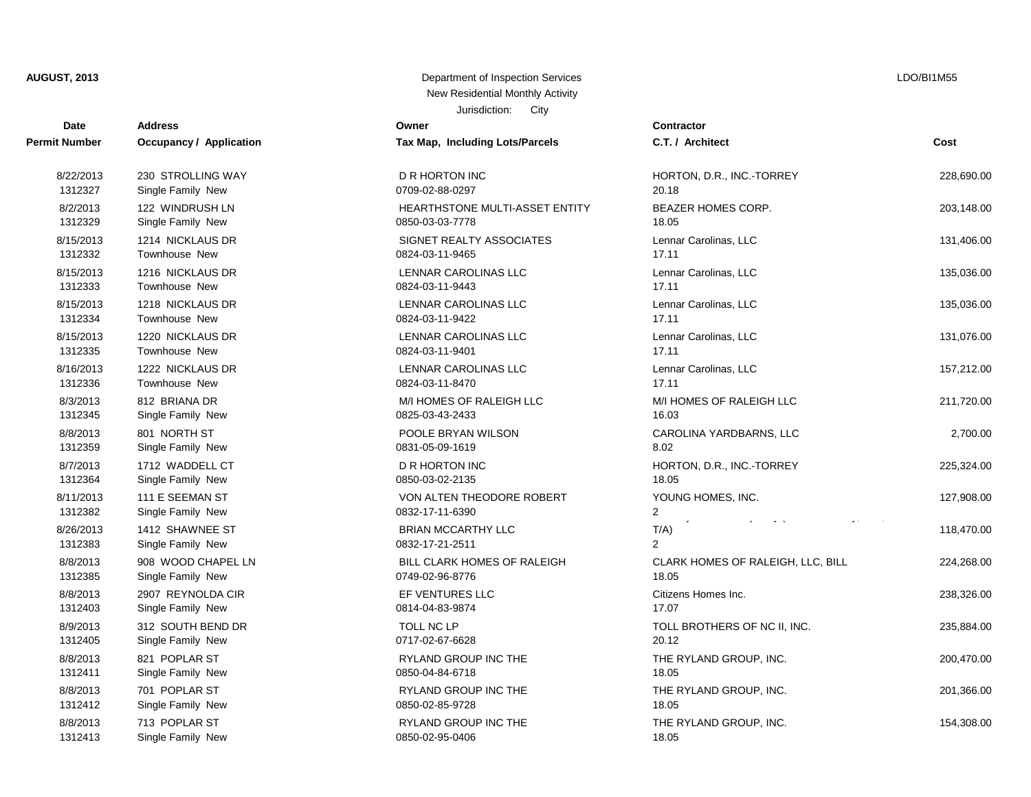**AUGUST, 2013**

Department of Inspection Services
New Residential Monthly Activity
Jurisdiction: City

LDO/BI1M55

| Date / Permit Number | Address / Occupancy / Application | Owner / Tax Map, Including Lots/Parcels | Contractor / C.T. / Architect | Cost |
|---|---|---|---|---|
| 8/22/2013<br>1312327 | 230 STROLLING WAY<br>Single Family New | D R HORTON INC<br>0709-02-88-0297 | HORTON, D.R., INC.-TORREY<br>20.18 | 228,690.00 |
| 8/2/2013<br>1312329 | 122 WINDRUSH LN<br>Single Family New | HEARTHSTONE MULTI-ASSET ENTITY<br>0850-03-03-7778 | BEAZER HOMES CORP.<br>18.05 | 203,148.00 |
| 8/15/2013<br>1312332 | 1214 NICKLAUS DR<br>Townhouse New | SIGNET REALTY ASSOCIATES<br>0824-03-11-9465 | Lennar Carolinas, LLC<br>17.11 | 131,406.00 |
| 8/15/2013<br>1312333 | 1216 NICKLAUS DR<br>Townhouse New | LENNAR CAROLINAS LLC<br>0824-03-11-9443 | Lennar Carolinas, LLC<br>17.11 | 135,036.00 |
| 8/15/2013<br>1312334 | 1218 NICKLAUS DR<br>Townhouse New | LENNAR CAROLINAS LLC<br>0824-03-11-9422 | Lennar Carolinas, LLC<br>17.11 | 135,036.00 |
| 8/15/2013<br>1312335 | 1220 NICKLAUS DR<br>Townhouse New | LENNAR CAROLINAS LLC<br>0824-03-11-9401 | Lennar Carolinas, LLC<br>17.11 | 131,076.00 |
| 8/16/2013<br>1312336 | 1222 NICKLAUS DR<br>Townhouse New | LENNAR CAROLINAS LLC<br>0824-03-11-8470 | Lennar Carolinas, LLC<br>17.11 | 157,212.00 |
| 8/3/2013<br>1312345 | 812 BRIANA DR<br>Single Family New | M/I HOMES OF RALEIGH LLC<br>0825-03-43-2433 | M/I HOMES OF RALEIGH LLC<br>16.03 | 211,720.00 |
| 8/8/2013<br>1312359 | 801 NORTH ST<br>Single Family New | POOLE BRYAN WILSON<br>0831-05-09-1619 | CAROLINA YARDBARNS, LLC<br>8.02 | 2,700.00 |
| 8/7/2013<br>1312364 | 1712 WADDELL CT<br>Single Family New | D R HORTON INC<br>0850-03-02-2135 | HORTON, D.R., INC.-TORREY<br>18.05 | 225,324.00 |
| 8/11/2013<br>1312382 | 111 E SEEMAN ST<br>Single Family New | VON ALTEN THEODORE ROBERT<br>0832-17-11-6390 | YOUNG HOMES, INC.<br>2 | 127,908.00 |
| 8/26/2013<br>1312383 | 1412 SHAWNEE ST<br>Single Family New | BRIAN MCCARTHY LLC<br>0832-17-21-2511 | T/A)<br>2 | 118,470.00 |
| 8/8/2013<br>1312385 | 908 WOOD CHAPEL LN<br>Single Family New | BILL CLARK HOMES OF RALEIGH<br>0749-02-96-8776 | CLARK HOMES OF RALEIGH, LLC, BILL<br>18.05 | 224,268.00 |
| 8/8/2013<br>1312403 | 2907 REYNOLDA CIR<br>Single Family New | EF VENTURES LLC<br>0814-04-83-9874 | Citizens Homes Inc.<br>17.07 | 238,326.00 |
| 8/9/2013<br>1312405 | 312 SOUTH BEND DR<br>Single Family New | TOLL NC LP<br>0717-02-67-6628 | TOLL BROTHERS OF NC II, INC.<br>20.12 | 235,884.00 |
| 8/8/2013<br>1312411 | 821 POPLAR ST<br>Single Family New | RYLAND GROUP INC THE<br>0850-04-84-6718 | THE RYLAND GROUP, INC.<br>18.05 | 200,470.00 |
| 8/8/2013<br>1312412 | 701 POPLAR ST<br>Single Family New | RYLAND GROUP INC THE<br>0850-02-85-9728 | THE RYLAND GROUP, INC.<br>18.05 | 201,366.00 |
| 8/8/2013<br>1312413 | 713 POPLAR ST<br>Single Family New | RYLAND GROUP INC THE<br>0850-02-95-0406 | THE RYLAND GROUP, INC.<br>18.05 | 154,308.00 |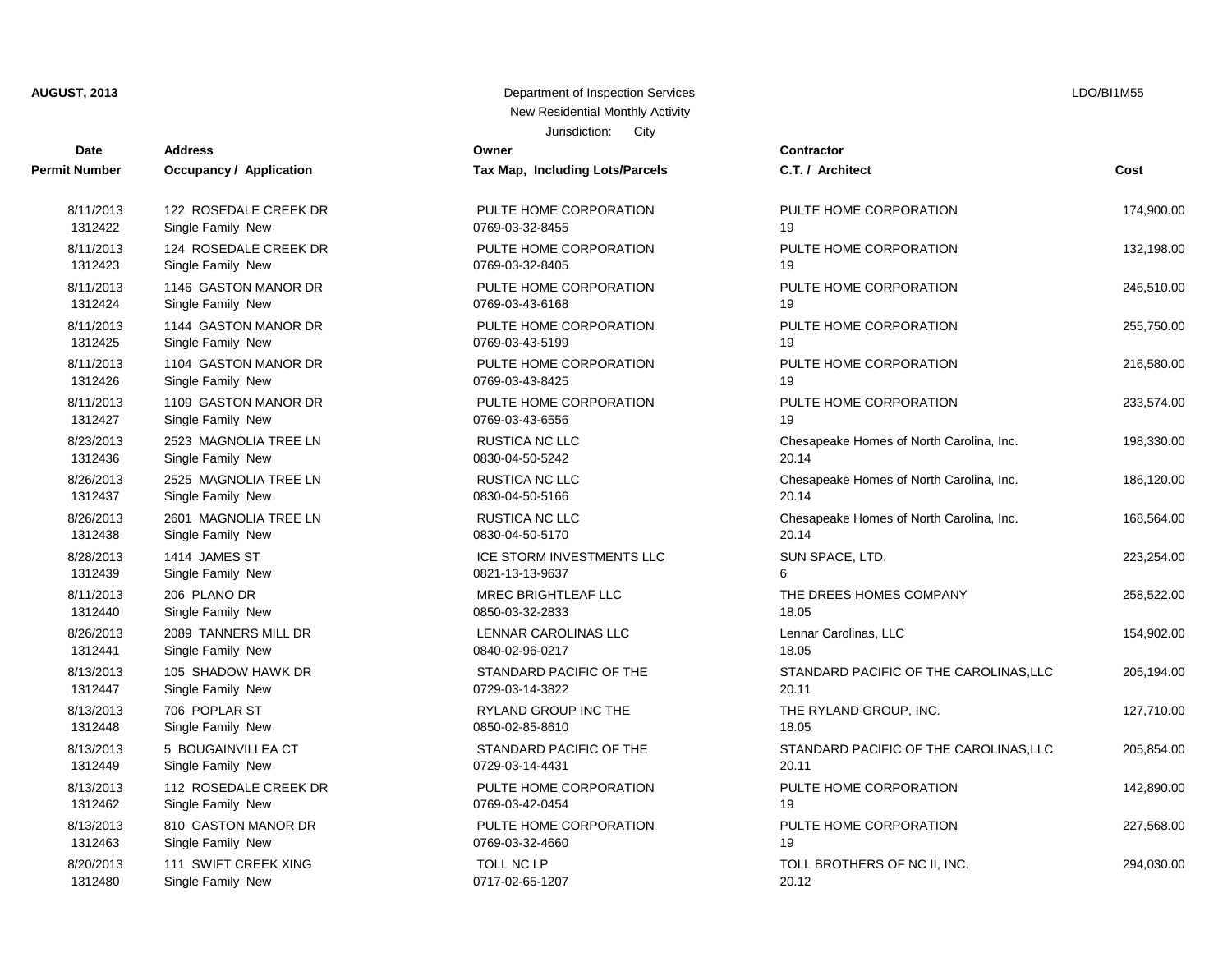**AUGUST, 2013** | Department of Inspection Services | LDO/BI1M55

New Residential Monthly Activity

Jurisdiction: City

| Date / Permit Number | Address / Occupancy / Application | Owner / Tax Map, Including Lots/Parcels | Contractor / C.T. / Architect | Cost |
|---|---|---|---|---|
| 8/11/2013<br>1312422 | 122 ROSEDALE CREEK DR<br>Single Family New | PULTE HOME CORPORATION<br>0769-03-32-8455 | PULTE HOME CORPORATION<br>19 | 174,900.00 |
| 8/11/2013<br>1312423 | 124 ROSEDALE CREEK DR<br>Single Family New | PULTE HOME CORPORATION<br>0769-03-32-8405 | PULTE HOME CORPORATION<br>19 | 132,198.00 |
| 8/11/2013<br>1312424 | 1146 GASTON MANOR DR<br>Single Family New | PULTE HOME CORPORATION<br>0769-03-43-6168 | PULTE HOME CORPORATION<br>19 | 246,510.00 |
| 8/11/2013<br>1312425 | 1144 GASTON MANOR DR<br>Single Family New | PULTE HOME CORPORATION<br>0769-03-43-5199 | PULTE HOME CORPORATION<br>19 | 255,750.00 |
| 8/11/2013<br>1312426 | 1104 GASTON MANOR DR<br>Single Family New | PULTE HOME CORPORATION<br>0769-03-43-8425 | PULTE HOME CORPORATION<br>19 | 216,580.00 |
| 8/11/2013<br>1312427 | 1109 GASTON MANOR DR<br>Single Family New | PULTE HOME CORPORATION<br>0769-03-43-6556 | PULTE HOME CORPORATION<br>19 | 233,574.00 |
| 8/23/2013<br>1312436 | 2523 MAGNOLIA TREE LN<br>Single Family New | RUSTICA NC LLC<br>0830-04-50-5242 | Chesapeake Homes of North Carolina, Inc.<br>20.14 | 198,330.00 |
| 8/26/2013<br>1312437 | 2525 MAGNOLIA TREE LN<br>Single Family New | RUSTICA NC LLC<br>0830-04-50-5166 | Chesapeake Homes of North Carolina, Inc.<br>20.14 | 186,120.00 |
| 8/26/2013<br>1312438 | 2601 MAGNOLIA TREE LN<br>Single Family New | RUSTICA NC LLC<br>0830-04-50-5170 | Chesapeake Homes of North Carolina, Inc.<br>20.14 | 168,564.00 |
| 8/28/2013<br>1312439 | 1414 JAMES ST<br>Single Family New | ICE STORM INVESTMENTS LLC<br>0821-13-13-9637 | SUN SPACE, LTD.<br>6 | 223,254.00 |
| 8/11/2013<br>1312440 | 206 PLANO DR<br>Single Family New | MREC BRIGHTLEAF LLC<br>0850-03-32-2833 | THE DREES HOMES COMPANY<br>18.05 | 258,522.00 |
| 8/26/2013<br>1312441 | 2089 TANNERS MILL DR<br>Single Family New | LENNAR CAROLINAS LLC<br>0840-02-96-0217 | Lennar Carolinas, LLC<br>18.05 | 154,902.00 |
| 8/13/2013<br>1312447 | 105 SHADOW HAWK DR<br>Single Family New | STANDARD PACIFIC OF THE<br>0729-03-14-3822 | STANDARD PACIFIC OF THE CAROLINAS,LLC<br>20.11 | 205,194.00 |
| 8/13/2013<br>1312448 | 706 POPLAR ST<br>Single Family New | RYLAND GROUP INC THE<br>0850-02-85-8610 | THE RYLAND GROUP, INC.<br>18.05 | 127,710.00 |
| 8/13/2013<br>1312449 | 5 BOUGAINVILLEA CT<br>Single Family New | STANDARD PACIFIC OF THE<br>0729-03-14-4431 | STANDARD PACIFIC OF THE CAROLINAS,LLC<br>20.11 | 205,854.00 |
| 8/13/2013<br>1312462 | 112 ROSEDALE CREEK DR<br>Single Family New | PULTE HOME CORPORATION<br>0769-03-42-0454 | PULTE HOME CORPORATION<br>19 | 142,890.00 |
| 8/13/2013<br>1312463 | 810 GASTON MANOR DR<br>Single Family New | PULTE HOME CORPORATION<br>0769-03-32-4660 | PULTE HOME CORPORATION<br>19 | 227,568.00 |
| 8/20/2013<br>1312480 | 111 SWIFT CREEK XING<br>Single Family New | TOLL NC LP<br>0717-02-65-1207 | TOLL BROTHERS OF NC II, INC.<br>20.12 | 294,030.00 |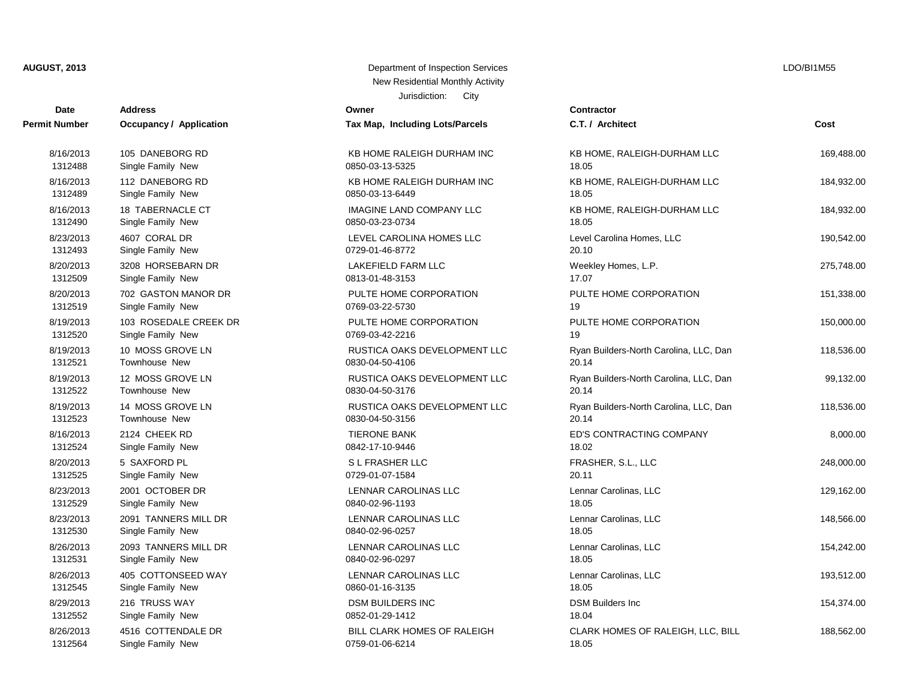**AUGUST, 2013** Department of Inspection Services LDO/BI1M55

New Residential Monthly Activity

Jurisdiction: City

| Date / Permit Number | Address / Occupancy / Application | Owner / Tax Map, Including Lots/Parcels | Contractor / C.T. / Architect | Cost |
|---|---|---|---|---|
| 8/16/2013<br>1312488 | 105 DANEBORG RD<br>Single Family New | KB HOME RALEIGH DURHAM INC<br>0850-03-13-5325 | KB HOME, RALEIGH-DURHAM LLC<br>18.05 | 169,488.00 |
| 8/16/2013<br>1312489 | 112 DANEBORG RD<br>Single Family New | KB HOME RALEIGH DURHAM INC<br>0850-03-13-6449 | KB HOME, RALEIGH-DURHAM LLC<br>18.05 | 184,932.00 |
| 8/16/2013<br>1312490 | 18 TABERNACLE CT<br>Single Family New | IMAGINE LAND COMPANY LLC<br>0850-03-23-0734 | KB HOME, RALEIGH-DURHAM LLC<br>18.05 | 184,932.00 |
| 8/23/2013<br>1312493 | 4607 CORAL DR<br>Single Family New | LEVEL CAROLINA HOMES LLC<br>0729-01-46-8772 | Level Carolina Homes, LLC<br>20.10 | 190,542.00 |
| 8/20/2013<br>1312509 | 3208 HORSEBARN DR<br>Single Family New | LAKEFIELD FARM LLC<br>0813-01-48-3153 | Weekley Homes, L.P.<br>17.07 | 275,748.00 |
| 8/20/2013<br>1312519 | 702 GASTON MANOR DR<br>Single Family New | PULTE HOME CORPORATION<br>0769-03-22-5730 | PULTE HOME CORPORATION<br>19 | 151,338.00 |
| 8/19/2013<br>1312520 | 103 ROSEDALE CREEK DR<br>Single Family New | PULTE HOME CORPORATION<br>0769-03-42-2216 | PULTE HOME CORPORATION<br>19 | 150,000.00 |
| 8/19/2013<br>1312521 | 10 MOSS GROVE LN<br>Townhouse New | RUSTICA OAKS DEVELOPMENT LLC<br>0830-04-50-4106 | Ryan Builders-North Carolina, LLC, Dan<br>20.14 | 118,536.00 |
| 8/19/2013<br>1312522 | 12 MOSS GROVE LN<br>Townhouse New | RUSTICA OAKS DEVELOPMENT LLC<br>0830-04-50-3176 | Ryan Builders-North Carolina, LLC, Dan<br>20.14 | 99,132.00 |
| 8/19/2013<br>1312523 | 14 MOSS GROVE LN<br>Townhouse New | RUSTICA OAKS DEVELOPMENT LLC<br>0830-04-50-3156 | Ryan Builders-North Carolina, LLC, Dan<br>20.14 | 118,536.00 |
| 8/16/2013<br>1312524 | 2124 CHEEK RD<br>Single Family New | TIERONE BANK<br>0842-17-10-9446 | ED'S CONTRACTING COMPANY<br>18.02 | 8,000.00 |
| 8/20/2013<br>1312525 | 5 SAXFORD PL<br>Single Family New | S L FRASHER LLC<br>0729-01-07-1584 | FRASHER, S.L., LLC<br>20.11 | 248,000.00 |
| 8/23/2013<br>1312529 | 2001 OCTOBER DR<br>Single Family New | LENNAR CAROLINAS LLC<br>0840-02-96-1193 | Lennar Carolinas, LLC<br>18.05 | 129,162.00 |
| 8/23/2013<br>1312530 | 2091 TANNERS MILL DR<br>Single Family New | LENNAR CAROLINAS LLC<br>0840-02-96-0257 | Lennar Carolinas, LLC<br>18.05 | 148,566.00 |
| 8/26/2013<br>1312531 | 2093 TANNERS MILL DR<br>Single Family New | LENNAR CAROLINAS LLC<br>0840-02-96-0297 | Lennar Carolinas, LLC<br>18.05 | 154,242.00 |
| 8/26/2013<br>1312545 | 405 COTTONSEED WAY<br>Single Family New | LENNAR CAROLINAS LLC<br>0860-01-16-3135 | Lennar Carolinas, LLC<br>18.05 | 193,512.00 |
| 8/29/2013<br>1312552 | 216 TRUSS WAY<br>Single Family New | DSM BUILDERS INC<br>0852-01-29-1412 | DSM Builders Inc<br>18.04 | 154,374.00 |
| 8/26/2013<br>1312564 | 4516 COTTENDALE DR<br>Single Family New | BILL CLARK HOMES OF RALEIGH<br>0759-01-06-6214 | CLARK HOMES OF RALEIGH, LLC, BILL<br>18.05 | 188,562.00 |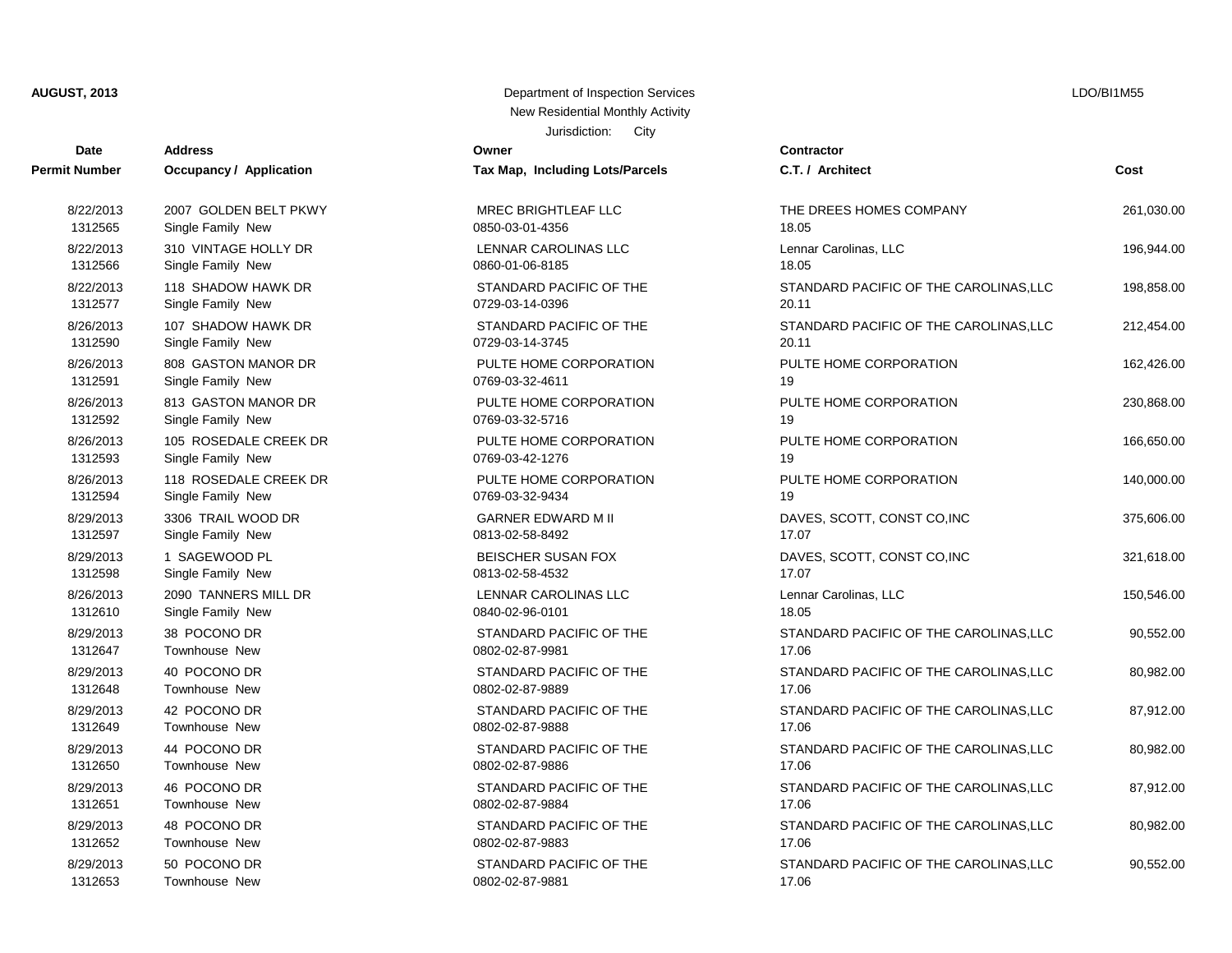**AUGUST, 2013**

Department of Inspection Services
New Residential Monthly Activity
Jurisdiction: City

LDO/BI1M55

| Date / Permit Number | Address / Occupancy / Application | Owner / Tax Map, Including Lots/Parcels | Contractor / C.T. / Architect | Cost |
|---|---|---|---|---|
| 8/22/2013<br>1312565 | 2007 GOLDEN BELT PKWY<br>Single Family New | MREC BRIGHTLEAF LLC<br>0850-03-01-4356 | THE DREES HOMES COMPANY<br>18.05 | 261,030.00 |
| 8/22/2013<br>1312566 | 310 VINTAGE HOLLY DR<br>Single Family New | LENNAR CAROLINAS LLC<br>0860-01-06-8185 | Lennar Carolinas, LLC<br>18.05 | 196,944.00 |
| 8/22/2013<br>1312577 | 118 SHADOW HAWK DR<br>Single Family New | STANDARD PACIFIC OF THE<br>0729-03-14-0396 | STANDARD PACIFIC OF THE CAROLINAS,LLC<br>20.11 | 198,858.00 |
| 8/26/2013<br>1312590 | 107 SHADOW HAWK DR<br>Single Family New | STANDARD PACIFIC OF THE<br>0729-03-14-3745 | STANDARD PACIFIC OF THE CAROLINAS,LLC<br>20.11 | 212,454.00 |
| 8/26/2013<br>1312591 | 808 GASTON MANOR DR<br>Single Family New | PULTE HOME CORPORATION<br>0769-03-32-4611 | PULTE HOME CORPORATION<br>19 | 162,426.00 |
| 8/26/2013<br>1312592 | 813 GASTON MANOR DR<br>Single Family New | PULTE HOME CORPORATION<br>0769-03-32-5716 | PULTE HOME CORPORATION<br>19 | 230,868.00 |
| 8/26/2013<br>1312593 | 105 ROSEDALE CREEK DR<br>Single Family New | PULTE HOME CORPORATION<br>0769-03-42-1276 | PULTE HOME CORPORATION<br>19 | 166,650.00 |
| 8/26/2013<br>1312594 | 118 ROSEDALE CREEK DR<br>Single Family New | PULTE HOME CORPORATION<br>0769-03-32-9434 | PULTE HOME CORPORATION<br>19 | 140,000.00 |
| 8/29/2013<br>1312597 | 3306 TRAIL WOOD DR<br>Single Family New | GARNER EDWARD M II<br>0813-02-58-8492 | DAVES, SCOTT, CONST CO,INC<br>17.07 | 375,606.00 |
| 8/29/2013<br>1312598 | 1 SAGEWOOD PL<br>Single Family New | BEISCHER SUSAN FOX<br>0813-02-58-4532 | DAVES, SCOTT, CONST CO,INC<br>17.07 | 321,618.00 |
| 8/26/2013<br>1312610 | 2090 TANNERS MILL DR<br>Single Family New | LENNAR CAROLINAS LLC<br>0840-02-96-0101 | Lennar Carolinas, LLC<br>18.05 | 150,546.00 |
| 8/29/2013<br>1312647 | 38 POCONO DR<br>Townhouse New | STANDARD PACIFIC OF THE<br>0802-02-87-9981 | STANDARD PACIFIC OF THE CAROLINAS,LLC<br>17.06 | 90,552.00 |
| 8/29/2013<br>1312648 | 40 POCONO DR<br>Townhouse New | STANDARD PACIFIC OF THE<br>0802-02-87-9889 | STANDARD PACIFIC OF THE CAROLINAS,LLC<br>17.06 | 80,982.00 |
| 8/29/2013<br>1312649 | 42 POCONO DR<br>Townhouse New | STANDARD PACIFIC OF THE<br>0802-02-87-9888 | STANDARD PACIFIC OF THE CAROLINAS,LLC<br>17.06 | 87,912.00 |
| 8/29/2013<br>1312650 | 44 POCONO DR<br>Townhouse New | STANDARD PACIFIC OF THE<br>0802-02-87-9886 | STANDARD PACIFIC OF THE CAROLINAS,LLC<br>17.06 | 80,982.00 |
| 8/29/2013<br>1312651 | 46 POCONO DR<br>Townhouse New | STANDARD PACIFIC OF THE<br>0802-02-87-9884 | STANDARD PACIFIC OF THE CAROLINAS,LLC<br>17.06 | 87,912.00 |
| 8/29/2013<br>1312652 | 48 POCONO DR<br>Townhouse New | STANDARD PACIFIC OF THE<br>0802-02-87-9883 | STANDARD PACIFIC OF THE CAROLINAS,LLC<br>17.06 | 80,982.00 |
| 8/29/2013<br>1312653 | 50 POCONO DR<br>Townhouse New | STANDARD PACIFIC OF THE<br>0802-02-87-9881 | STANDARD PACIFIC OF THE CAROLINAS,LLC<br>17.06 | 90,552.00 |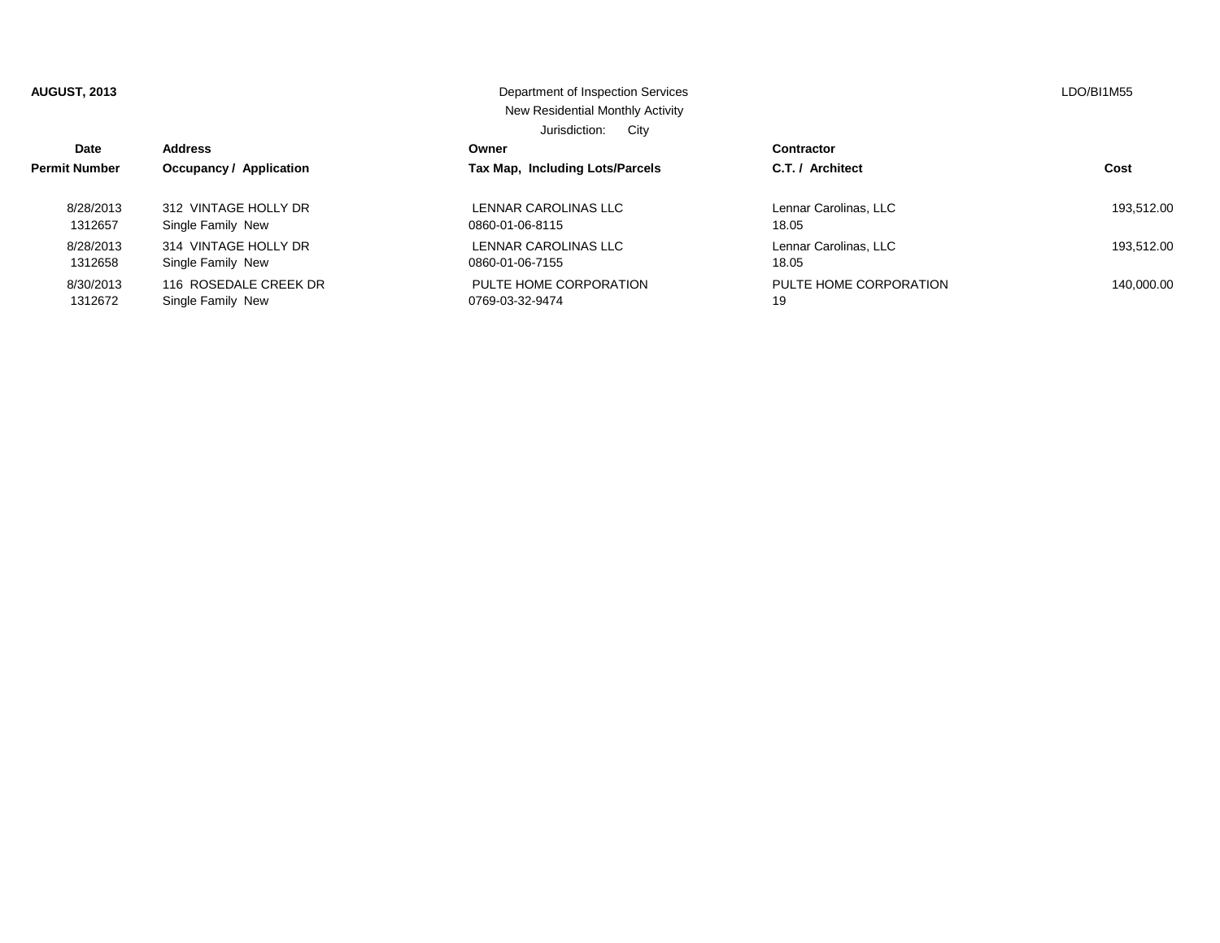**AUGUST, 2013**

Department of Inspection Services
New Residential Monthly Activity
Jurisdiction: City

LDO/BI1M55

| Date / Permit Number | Address / Occupancy / Application | Owner / Tax Map, Including Lots/Parcels | Contractor / C.T. / Architect | Cost |
|---|---|---|---|---|
| 8/28/2013<br>1312657 | 312 VINTAGE HOLLY DR<br>Single Family New | LENNAR CAROLINAS LLC<br>0860-01-06-8115 | Lennar Carolinas, LLC<br>18.05 | 193,512.00 |
| 8/28/2013<br>1312658 | 314 VINTAGE HOLLY DR<br>Single Family New | LENNAR CAROLINAS LLC<br>0860-01-06-7155 | Lennar Carolinas, LLC<br>18.05 | 193,512.00 |
| 8/30/2013<br>1312672 | 116 ROSEDALE CREEK DR<br>Single Family New | PULTE HOME CORPORATION<br>0769-03-32-9474 | PULTE HOME CORPORATION<br>19 | 140,000.00 |